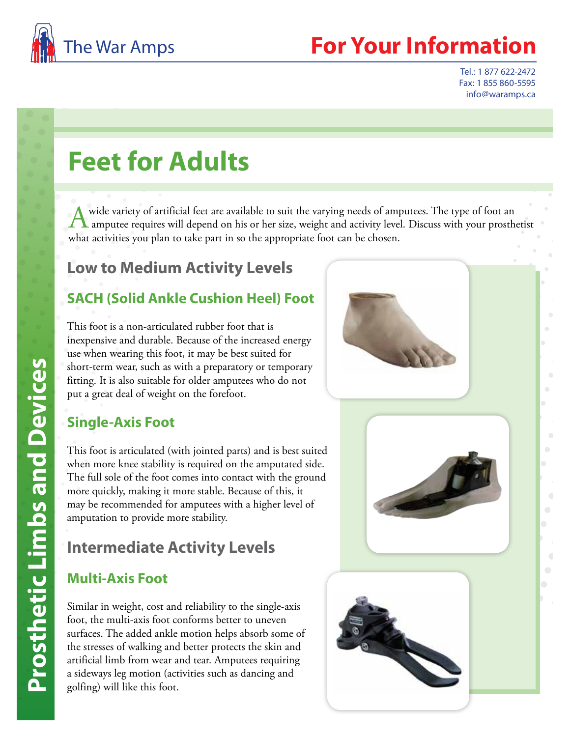The War Amps

# For Your Information

Tel.: 1 877 622-2472
Fax: 1 855 860-5595
info@waramps.ca

Prosthetic Limbs and Devices

# Feet for Adults

A wide variety of artificial feet are available to suit the varying needs of amputees. The type of foot an amputee requires will depend on his or her size, weight and activity level. Discuss with your prosthetist what activities you plan to take part in so the appropriate foot can be chosen.

## Low to Medium Activity Levels

### SACH (Solid Ankle Cushion Heel) Foot

This foot is a non-articulated rubber foot that is inexpensive and durable. Because of the increased energy use when wearing this foot, it may be best suited for short-term wear, such as with a preparatory or temporary fitting. It is also suitable for older amputees who do not put a great deal of weight on the forefoot.

### Single-Axis Foot

This foot is articulated (with jointed parts) and is best suited when more knee stability is required on the amputated side. The full sole of the foot comes into contact with the ground more quickly, making it more stable. Because of this, it may be recommended for amputees with a higher level of amputation to provide more stability.

## Intermediate Activity Levels

### Multi-Axis Foot

Similar in weight, cost and reliability to the single-axis foot, the multi-axis foot conforms better to uneven surfaces. The added ankle motion helps absorb some of the stresses of walking and better protects the skin and artificial limb from wear and tear. Amputees requiring a sideways leg motion (activities such as dancing and golfing) will like this foot.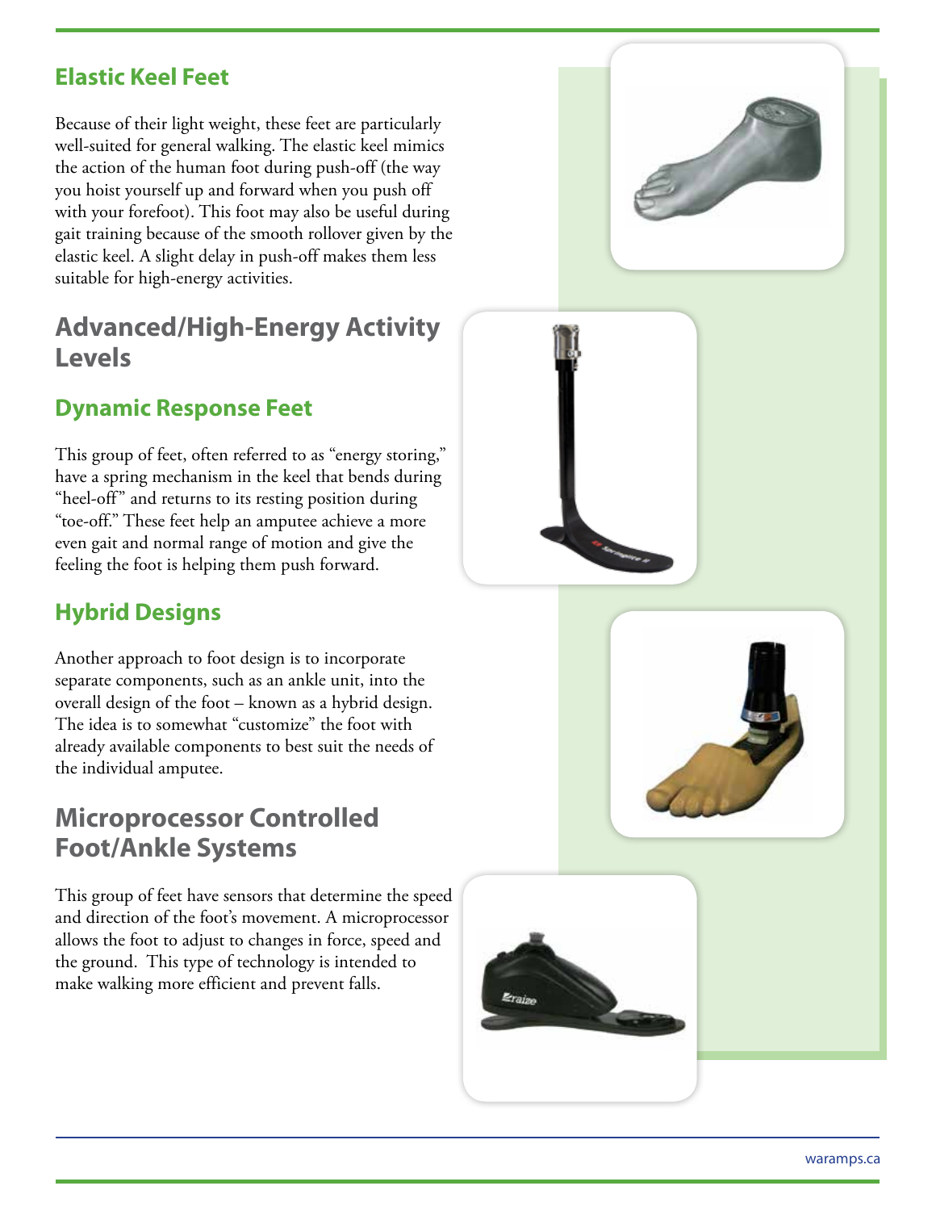## Elastic Keel Feet

Because of their light weight, these feet are particularly well-suited for general walking. The elastic keel mimics the action of the human foot during push-off (the way you hoist yourself up and forward when you push off with your forefoot). This foot may also be useful during gait training because of the smooth rollover given by the elastic keel. A slight delay in push-off makes them less suitable for high-energy activities.

# Advanced/High-Energy Activity Levels

## Dynamic Response Feet

This group of feet, often referred to as "energy storing," have a spring mechanism in the keel that bends during "heel-off" and returns to its resting position during "toe-off." These feet help an amputee achieve a more even gait and normal range of motion and give the feeling the foot is helping them push forward.

## Hybrid Designs

Another approach to foot design is to incorporate separate components, such as an ankle unit, into the overall design of the foot – known as a hybrid design. The idea is to somewhat "customize" the foot with already available components to best suit the needs of the individual amputee.

# Microprocessor Controlled Foot/Ankle Systems

This group of feet have sensors that determine the speed and direction of the foot's movement. A microprocessor allows the foot to adjust to changes in force, speed and the ground. This type of technology is intended to make walking more efficient and prevent falls.